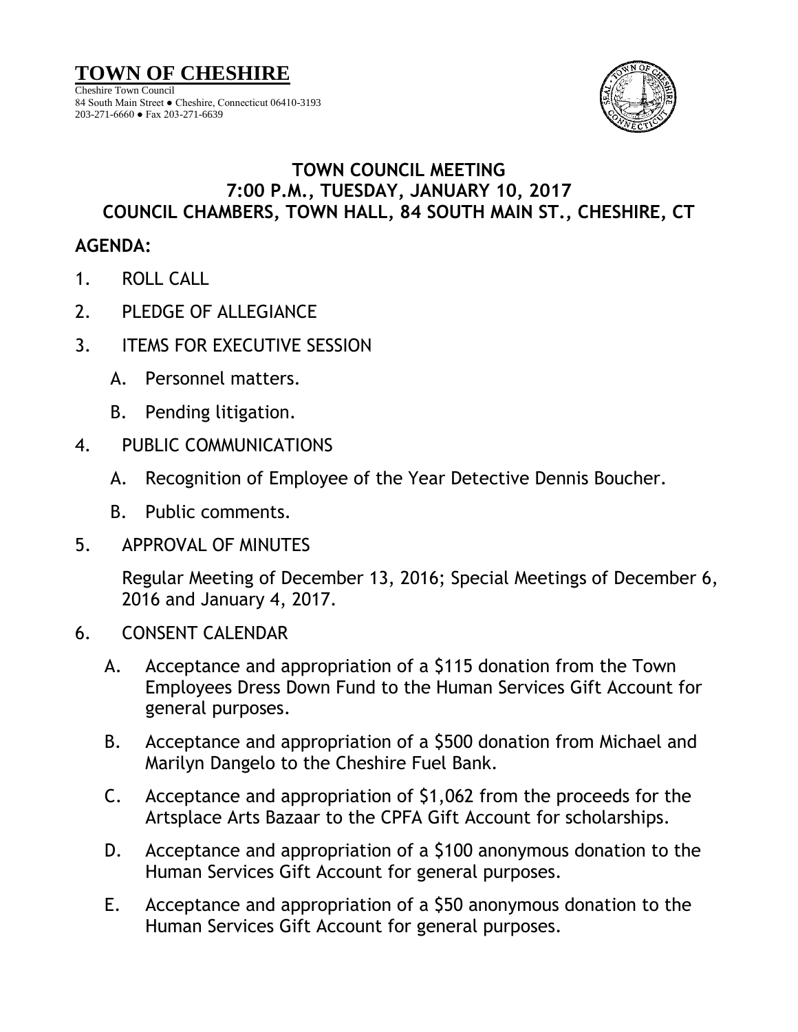# TOWN OF CHESHIRE

Cheshire Town Council
84 South Main Street ● Cheshire, Connecticut 06410-3193
203-271-6660 ● Fax 203-271-6639

## TOWN COUNCIL MEETING
## 7:00 P.M., TUESDAY, JANUARY 10, 2017
## COUNCIL CHAMBERS, TOWN HALL, 84 SOUTH MAIN ST., CHESHIRE, CT

**AGENDA:**

1. ROLL CALL

2. PLEDGE OF ALLEGIANCE

3. ITEMS FOR EXECUTIVE SESSION

   A. Personnel matters.

   B. Pending litigation.

4. PUBLIC COMMUNICATIONS

   A. Recognition of Employee of the Year Detective Dennis Boucher.

   B. Public comments.

5. APPROVAL OF MINUTES

   Regular Meeting of December 13, 2016; Special Meetings of December 6, 2016 and January 4, 2017.

6. CONSENT CALENDAR

   A. Acceptance and appropriation of a $115 donation from the Town Employees Dress Down Fund to the Human Services Gift Account for general purposes.

   B. Acceptance and appropriation of a $500 donation from Michael and Marilyn Dangelo to the Cheshire Fuel Bank.

   C. Acceptance and appropriation of $1,062 from the proceeds for the Artsplace Arts Bazaar to the CPFA Gift Account for scholarships.

   D. Acceptance and appropriation of a $100 anonymous donation to the Human Services Gift Account for general purposes.

   E. Acceptance and appropriation of a $50 anonymous donation to the Human Services Gift Account for general purposes.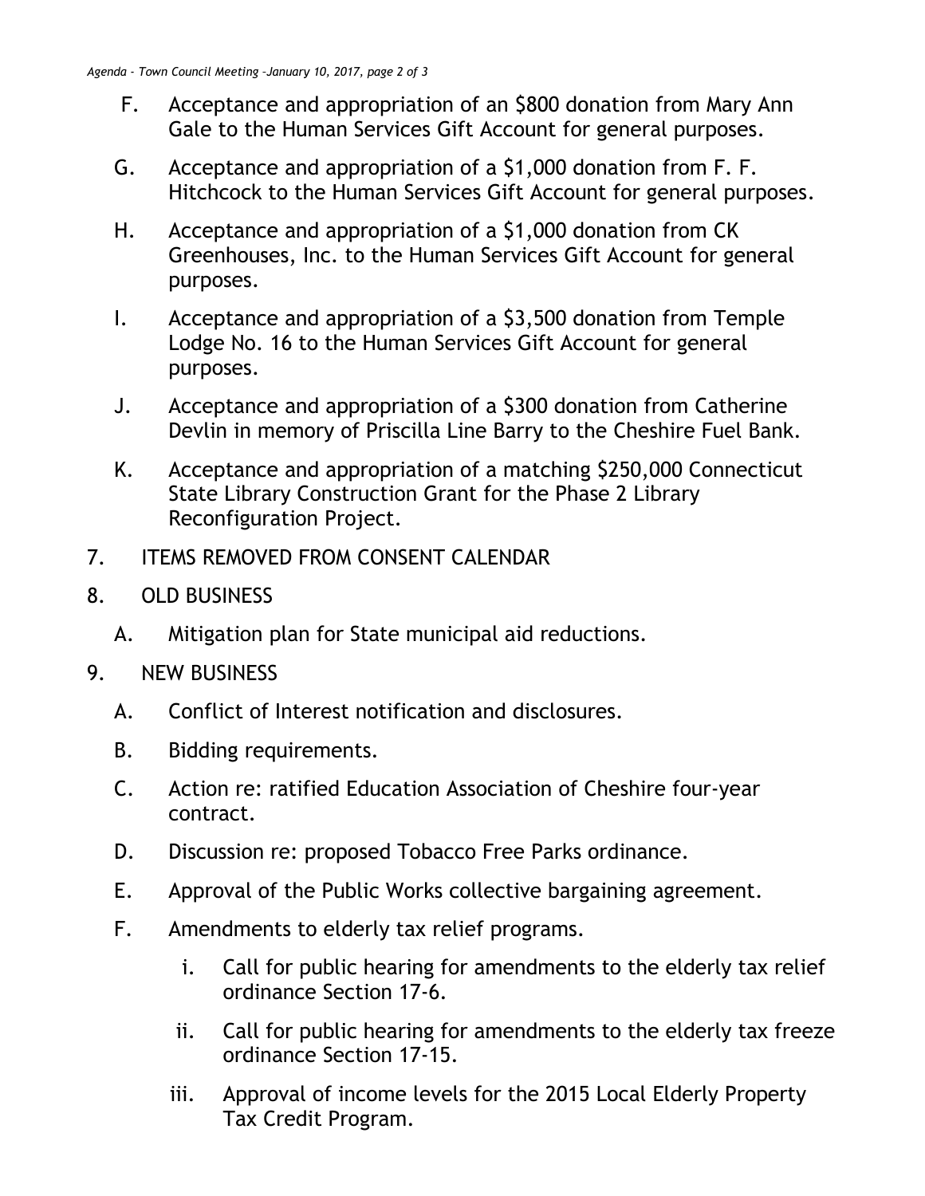F. Acceptance and appropriation of an $800 donation from Mary Ann Gale to the Human Services Gift Account for general purposes.

G. Acceptance and appropriation of a $1,000 donation from F. F. Hitchcock to the Human Services Gift Account for general purposes.

H. Acceptance and appropriation of a $1,000 donation from CK Greenhouses, Inc. to the Human Services Gift Account for general purposes.

I. Acceptance and appropriation of a $3,500 donation from Temple Lodge No. 16 to the Human Services Gift Account for general purposes.

J. Acceptance and appropriation of a $300 donation from Catherine Devlin in memory of Priscilla Line Barry to the Cheshire Fuel Bank.

K. Acceptance and appropriation of a matching $250,000 Connecticut State Library Construction Grant for the Phase 2 Library Reconfiguration Project.

7. ITEMS REMOVED FROM CONSENT CALENDAR

8. OLD BUSINESS

   A. Mitigation plan for State municipal aid reductions.

9. NEW BUSINESS

   A. Conflict of Interest notification and disclosures.

   B. Bidding requirements.

   C. Action re: ratified Education Association of Cheshire four-year contract.

   D. Discussion re: proposed Tobacco Free Parks ordinance.

   E. Approval of the Public Works collective bargaining agreement.

   F. Amendments to elderly tax relief programs.

      i. Call for public hearing for amendments to the elderly tax relief ordinance Section 17-6.

      ii. Call for public hearing for amendments to the elderly tax freeze ordinance Section 17-15.

      iii. Approval of income levels for the 2015 Local Elderly Property Tax Credit Program.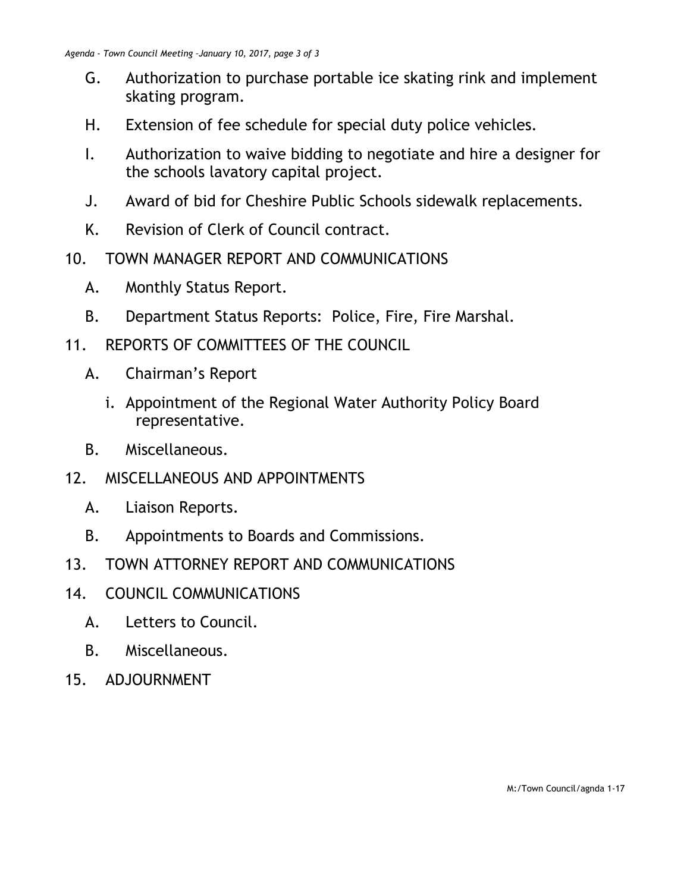G. Authorization to purchase portable ice skating rink and implement skating program.

   H. Extension of fee schedule for special duty police vehicles.

   I. Authorization to waive bidding to negotiate and hire a designer for the schools lavatory capital project.

   J. Award of bid for Cheshire Public Schools sidewalk replacements.

   K. Revision of Clerk of Council contract.

10. TOWN MANAGER REPORT AND COMMUNICATIONS

   A. Monthly Status Report.

   B. Department Status Reports: Police, Fire, Fire Marshal.

11. REPORTS OF COMMITTEES OF THE COUNCIL

   A. Chairman's Report

      i. Appointment of the Regional Water Authority Policy Board representative.

   B. Miscellaneous.

12. MISCELLANEOUS AND APPOINTMENTS

   A. Liaison Reports.

   B. Appointments to Boards and Commissions.

13. TOWN ATTORNEY REPORT AND COMMUNICATIONS

14. COUNCIL COMMUNICATIONS

   A. Letters to Council.

   B. Miscellaneous.

15. ADJOURNMENT

M:/Town Council/agnda 1-17